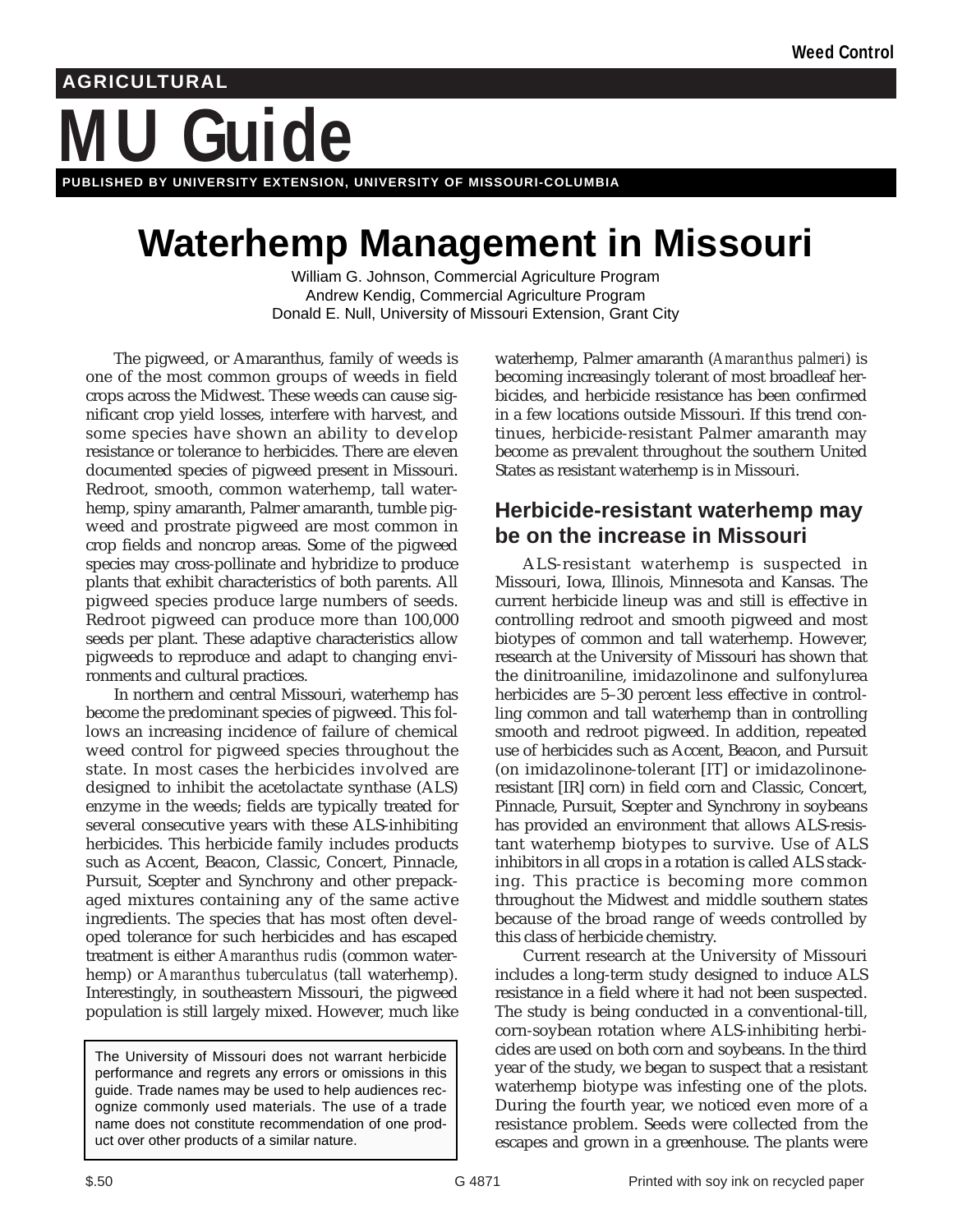Weed Control

AGRICULTURAL

# MU Guide

PUBLISHED BY UNIVERSITY EXTENSION, UNIVERSITY OF MISSOURI-COLUMBIA

# Waterhemp Management in Missouri

William G. Johnson, Commercial Agriculture Program
Andrew Kendig, Commercial Agriculture Program
Donald E. Null, University of Missouri Extension, Grant City

The pigweed, or Amaranthus, family of weeds is one of the most common groups of weeds in field crops across the Midwest. These weeds can cause significant crop yield losses, interfere with harvest, and some species have shown an ability to develop resistance or tolerance to herbicides. There are eleven documented species of pigweed present in Missouri. Redroot, smooth, common waterhemp, tall waterhemp, spiny amaranth, Palmer amaranth, tumble pigweed and prostrate pigweed are most common in crop fields and noncrop areas. Some of the pigweed species may cross-pollinate and hybridize to produce plants that exhibit characteristics of both parents. All pigweed species produce large numbers of seeds. Redroot pigweed can produce more than 100,000 seeds per plant. These adaptive characteristics allow pigweeds to reproduce and adapt to changing environments and cultural practices.

In northern and central Missouri, waterhemp has become the predominant species of pigweed. This follows an increasing incidence of failure of chemical weed control for pigweed species throughout the state. In most cases the herbicides involved are designed to inhibit the acetolactate synthase (ALS) enzyme in the weeds; fields are typically treated for several consecutive years with these ALS-inhibiting herbicides. This herbicide family includes products such as Accent, Beacon, Classic, Concert, Pinnacle, Pursuit, Scepter and Synchrony and other prepackaged mixtures containing any of the same active ingredients. The species that has most often developed tolerance for such herbicides and has escaped treatment is either *Amaranthus rudis* (common waterhemp) or *Amaranthus tuberculatus* (tall waterhemp). Interestingly, in southeastern Missouri, the pigweed population is still largely mixed. However, much like waterhemp, Palmer amaranth (*Amaranthus palmeri*) is becoming increasingly tolerant of most broadleaf herbicides, and herbicide resistance has been confirmed in a few locations outside Missouri. If this trend continues, herbicide-resistant Palmer amaranth may become as prevalent throughout the southern United States as resistant waterhemp is in Missouri.

> The University of Missouri does not warrant herbicide performance and regrets any errors or omissions in this guide. Trade names may be used to help audiences recognize commonly used materials. The use of a trade name does not constitute recommendation of one product over other products of a similar nature.

## Herbicide-resistant waterhemp may be on the increase in Missouri

ALS-resistant waterhemp is suspected in Missouri, Iowa, Illinois, Minnesota and Kansas. The current herbicide lineup was and still is effective in controlling redroot and smooth pigweed and most biotypes of common and tall waterhemp. However, research at the University of Missouri has shown that the dinitroaniline, imidazolinone and sulfonylurea herbicides are 5–30 percent less effective in controlling common and tall waterhemp than in controlling smooth and redroot pigweed. In addition, repeated use of herbicides such as Accent, Beacon, and Pursuit (on imidazolinone-tolerant [IT] or imidazolinone-resistant [IR] corn) in field corn and Classic, Concert, Pinnacle, Pursuit, Scepter and Synchrony in soybeans has provided an environment that allows ALS-resistant waterhemp biotypes to survive. Use of ALS inhibitors in all crops in a rotation is called ALS stacking. This practice is becoming more common throughout the Midwest and middle southern states because of the broad range of weeds controlled by this class of herbicide chemistry.

Current research at the University of Missouri includes a long-term study designed to induce ALS resistance in a field where it had not been suspected. The study is being conducted in a conventional-till, corn-soybean rotation where ALS-inhibiting herbicides are used on both corn and soybeans. In the third year of the study, we began to suspect that a resistant waterhemp biotype was infesting one of the plots. During the fourth year, we noticed even more of a resistance problem. Seeds were collected from the escapes and grown in a greenhouse. The plants were

$.50 G 4871 Printed with soy ink on recycled paper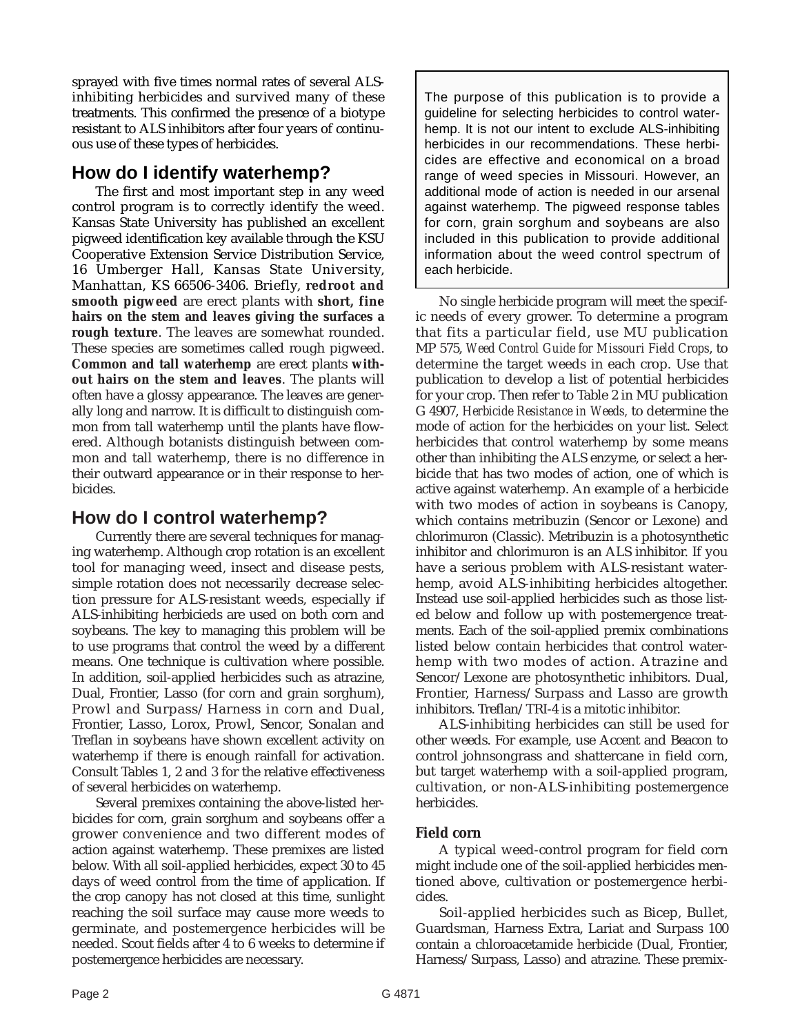sprayed with five times normal rates of several ALS-inhibiting herbicides and survived many of these treatments. This confirmed the presence of a biotype resistant to ALS inhibitors after four years of continuous use of these types of herbicides.

## How do I identify waterhemp?

The first and most important step in any weed control program is to correctly identify the weed. Kansas State University has published an excellent pigweed identification key available through the KSU Cooperative Extension Service Distribution Service, 16 Umberger Hall, Kansas State University, Manhattan, KS 66506-3406. Briefly, **redroot and smooth pigweed** are erect plants with **short, fine hairs on the stem and leaves giving the surfaces a rough texture**. The leaves are somewhat rounded. These species are sometimes called rough pigweed. **Common and tall waterhemp** are erect plants **without hairs on the stem and leaves**. The plants will often have a glossy appearance. The leaves are generally long and narrow. It is difficult to distinguish common from tall waterhemp until the plants have flowered. Although botanists distinguish between common and tall waterhemp, there is no difference in their outward appearance or in their response to herbicides.

## How do I control waterhemp?

Currently there are several techniques for managing waterhemp. Although crop rotation is an excellent tool for managing weed, insect and disease pests, simple rotation does not necessarily decrease selection pressure for ALS-resistant weeds, especially if ALS-inhibiting herbicieds are used on both corn and soybeans. The key to managing this problem will be to use programs that control the weed by a different means. One technique is cultivation where possible. In addition, soil-applied herbicides such as atrazine, Dual, Frontier, Lasso (for corn and grain sorghum), Prowl and Surpass/Harness in corn and Dual, Frontier, Lasso, Lorox, Prowl, Sencor, Sonalan and Treflan in soybeans have shown excellent activity on waterhemp if there is enough rainfall for activation. Consult Tables 1, 2 and 3 for the relative effectiveness of several herbicides on waterhemp.

Several premixes containing the above-listed herbicides for corn, grain sorghum and soybeans offer a grower convenience and two different modes of action against waterhemp. These premixes are listed below. With all soil-applied herbicides, expect 30 to 45 days of weed control from the time of application. If the crop canopy has not closed at this time, sunlight reaching the soil surface may cause more weeds to germinate, and postemergence herbicides will be needed. Scout fields after 4 to 6 weeks to determine if postemergence herbicides are necessary.

> The purpose of this publication is to provide a guideline for selecting herbicides to control waterhemp. It is not our intent to exclude ALS-inhibiting herbicides in our recommendations. These herbicides are effective and economical on a broad range of weed species in Missouri. However, an additional mode of action is needed in our arsenal against waterhemp. The pigweed response tables for corn, grain sorghum and soybeans are also included in this publication to provide additional information about the weed control spectrum of each herbicide.

No single herbicide program will meet the specific needs of every grower. To determine a program that fits a particular field, use MU publication MP 575, *Weed Control Guide for Missouri Field Crops*, to determine the target weeds in each crop. Use that publication to develop a list of potential herbicides for your crop. Then refer to Table 2 in MU publication G 4907, *Herbicide Resistance in Weeds*, to determine the mode of action for the herbicides on your list. Select herbicides that control waterhemp by some means other than inhibiting the ALS enzyme, or select a herbicide that has two modes of action, one of which is active against waterhemp. An example of a herbicide with two modes of action in soybeans is Canopy, which contains metribuzin (Sencor or Lexone) and chlorimuron (Classic). Metribuzin is a photosynthetic inhibitor and chlorimuron is an ALS inhibitor. If you have a serious problem with ALS-resistant waterhemp, avoid ALS-inhibiting herbicides altogether. Instead use soil-applied herbicides such as those listed below and follow up with postemergence treatments. Each of the soil-applied premix combinations listed below contain herbicides that control waterhemp with two modes of action. Atrazine and Sencor/Lexone are photosynthetic inhibitors. Dual, Frontier, Harness/Surpass and Lasso are growth inhibitors. Treflan/TRI-4 is a mitotic inhibitor.

ALS-inhibiting herbicides can still be used for other weeds. For example, use Accent and Beacon to control johnsongrass and shattercane in field corn, but target waterhemp with a soil-applied program, cultivation, or non-ALS-inhibiting postemergence herbicides.

### Field corn

A typical weed-control program for field corn might include one of the soil-applied herbicides mentioned above, cultivation or postemergence herbicides.

Soil-applied herbicides such as Bicep, Bullet, Guardsman, Harness Extra, Lariat and Surpass 100 contain a chloroacetamide herbicide (Dual, Frontier, Harness/Surpass, Lasso) and atrazine. These premix-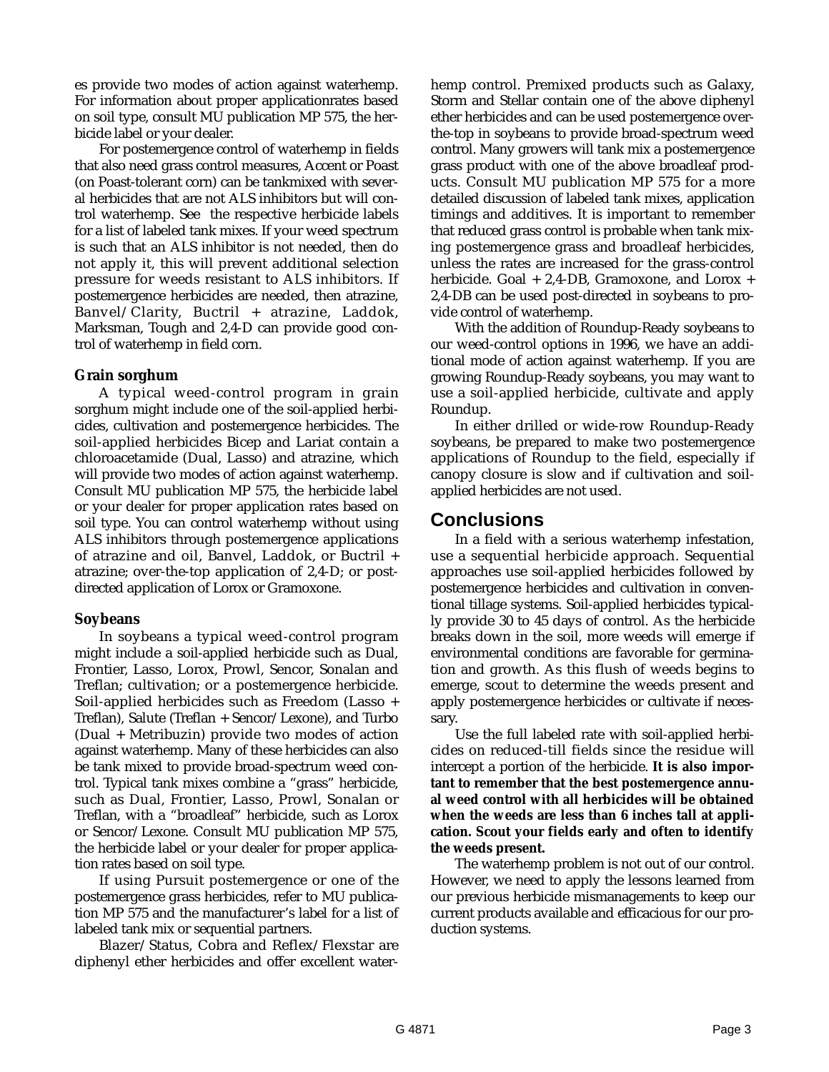es provide two modes of action against waterhemp. For information about proper applicationrates based on soil type, consult MU publication MP 575, the herbicide label or your dealer.

For postemergence control of waterhemp in fields that also need grass control measures, Accent or Poast (on Poast-tolerant corn) can be tankmixed with several herbicides that are not ALS inhibitors but will control waterhemp. See the respective herbicide labels for a list of labeled tank mixes. If your weed spectrum is such that an ALS inhibitor is not needed, then do not apply it, this will prevent additional selection pressure for weeds resistant to ALS inhibitors. If postemergence herbicides are needed, then atrazine, Banvel/Clarity, Buctril + atrazine, Laddok, Marksman, Tough and 2,4-D can provide good control of waterhemp in field corn.

### Grain sorghum

A typical weed-control program in grain sorghum might include one of the soil-applied herbicides, cultivation and postemergence herbicides. The soil-applied herbicides Bicep and Lariat contain a chloroacetamide (Dual, Lasso) and atrazine, which will provide two modes of action against waterhemp. Consult MU publication MP 575, the herbicide label or your dealer for proper application rates based on soil type. You can control waterhemp without using ALS inhibitors through postemergence applications of atrazine and oil, Banvel, Laddok, or Buctril + atrazine; over-the-top application of 2,4-D; or post-directed application of Lorox or Gramoxone.

### Soybeans

In soybeans a typical weed-control program might include a soil-applied herbicide such as Dual, Frontier, Lasso, Lorox, Prowl, Sencor, Sonalan and Treflan; cultivation; or a postemergence herbicide. Soil-applied herbicides such as Freedom (Lasso + Treflan), Salute (Treflan + Sencor/Lexone), and Turbo (Dual + Metribuzin) provide two modes of action against waterhemp. Many of these herbicides can also be tank mixed to provide broad-spectrum weed control. Typical tank mixes combine a "grass" herbicide, such as Dual, Frontier, Lasso, Prowl, Sonalan or Treflan, with a "broadleaf" herbicide, such as Lorox or Sencor/Lexone. Consult MU publication MP 575, the herbicide label or your dealer for proper application rates based on soil type.

If using Pursuit postemergence or one of the postemergence grass herbicides, refer to MU publication MP 575 and the manufacturer's label for a list of labeled tank mix or sequential partners.

Blazer/Status, Cobra and Reflex/Flexstar are diphenyl ether herbicides and offer excellent waterhemp control. Premixed products such as Galaxy, Storm and Stellar contain one of the above diphenyl ether herbicides and can be used postemergence over-the-top in soybeans to provide broad-spectrum weed control. Many growers will tank mix a postemergence grass product with one of the above broadleaf products. Consult MU publication MP 575 for a more detailed discussion of labeled tank mixes, application timings and additives. It is important to remember that reduced grass control is probable when tank mixing postemergence grass and broadleaf herbicides, unless the rates are increased for the grass-control herbicide. Goal + 2,4-DB, Gramoxone, and Lorox + 2,4-DB can be used post-directed in soybeans to provide control of waterhemp.

With the addition of Roundup-Ready soybeans to our weed-control options in 1996, we have an additional mode of action against waterhemp. If you are growing Roundup-Ready soybeans, you may want to use a soil-applied herbicide, cultivate and apply Roundup.

In either drilled or wide-row Roundup-Ready soybeans, be prepared to make two postemergence applications of Roundup to the field, especially if canopy closure is slow and if cultivation and soil-applied herbicides are not used.

## Conclusions

In a field with a serious waterhemp infestation, use a sequential herbicide approach. Sequential approaches use soil-applied herbicides followed by postemergence herbicides and cultivation in conventional tillage systems. Soil-applied herbicides typically provide 30 to 45 days of control. As the herbicide breaks down in the soil, more weeds will emerge if environmental conditions are favorable for germination and growth. As this flush of weeds begins to emerge, scout to determine the weeds present and apply postemergence herbicides or cultivate if necessary.

Use the full labeled rate with soil-applied herbicides on reduced-till fields since the residue will intercept a portion of the herbicide. **It is also important to remember that the best postemergence annual weed control with all herbicides will be obtained when the weeds are less than 6 inches tall at application. Scout your fields early and often to identify the weeds present.**

The waterhemp problem is not out of our control. However, we need to apply the lessons learned from our previous herbicide mismanagements to keep our current products available and efficacious for our production systems.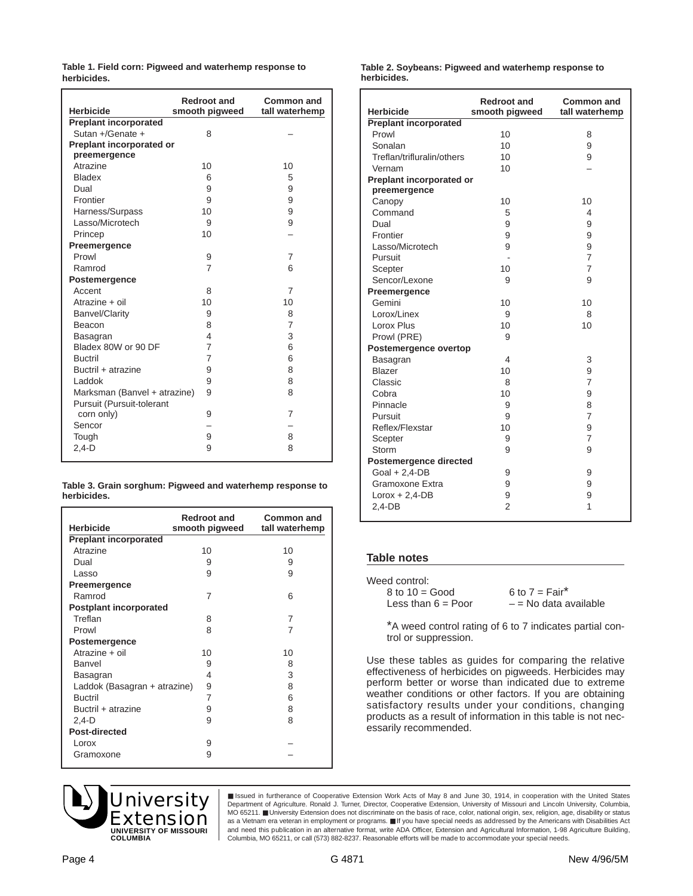**Table 1. Field corn: Pigweed and waterhemp response to herbicides.**

| Herbicide | Redroot and smooth pigweed | Common and tall waterhemp |
|---|---|---|
| **Preplant incorporated** | | |
| Sutan +/Genate + | 8 | – |
| **Preplant incorporated or preemergence** | | |
| Atrazine | 10 | 10 |
| Bladex | 6 | 5 |
| Dual | 9 | 9 |
| Frontier | 9 | 9 |
| Harness/Surpass | 10 | 9 |
| Lasso/Microtech | 9 | 9 |
| Princep | 10 | – |
| **Preemergence** | | |
| Prowl | 9 | 7 |
| Ramrod | 7 | 6 |
| **Postemergence** | | |
| Accent | 8 | 7 |
| Atrazine + oil | 10 | 10 |
| Banvel/Clarity | 9 | 8 |
| Beacon | 8 | 7 |
| Basagran | 4 | 3 |
| Bladex 80W or 90 DF | 7 | 6 |
| Buctril | 7 | 6 |
| Buctril + atrazine | 9 | 8 |
| Laddok | 9 | 8 |
| Marksman (Banvel + atrazine) | 9 | 8 |
| Pursuit (Pursuit-tolerant corn only) | 9 | 7 |
| Sencor | – | – |
| Tough | 9 | 8 |
| 2,4-D | 9 | 8 |

**Table 2. Soybeans: Pigweed and waterhemp response to herbicides.**

| Herbicide | Redroot and smooth pigweed | Common and tall waterhemp |
|---|---|---|
| **Preplant incorporated** | | |
| Prowl | 10 | 8 |
| Sonalan | 10 | 9 |
| Treflan/trifluralin/others | 10 | 9 |
| Vernam | 10 | – |
| **Preplant incorporated or preemergence** | | |
| Canopy | 10 | 10 |
| Command | 5 | 4 |
| Dual | 9 | 9 |
| Frontier | 9 | 9 |
| Lasso/Microtech | 9 | 9 |
| Pursuit | - | 7 |
| Scepter | 10 | 7 |
| Sencor/Lexone | 9 | 9 |
| **Preemergence** | | |
| Gemini | 10 | 10 |
| Lorox/Linex | 9 | 8 |
| Lorox Plus | 10 | 10 |
| Prowl (PRE) | 9 | |
| **Postemergence overtop** | | |
| Basagran | 4 | 3 |
| Blazer | 10 | 9 |
| Classic | 8 | 7 |
| Cobra | 10 | 9 |
| Pinnacle | 9 | 8 |
| Pursuit | 9 | 7 |
| Reflex/Flexstar | 10 | 9 |
| Scepter | 9 | 7 |
| Storm | 9 | 9 |
| **Postemergence directed** | | |
| Goal + 2,4-DB | 9 | 9 |
| Gramoxone Extra | 9 | 9 |
| Lorox + 2,4-DB | 9 | 9 |
| 2,4-DB | 2 | 1 |

**Table 3. Grain sorghum: Pigweed and waterhemp response to herbicides.**

| Herbicide | Redroot and smooth pigweed | Common and tall waterhemp |
|---|---|---|
| **Preplant incorporated** | | |
| Atrazine | 10 | 10 |
| Dual | 9 | 9 |
| Lasso | 9 | 9 |
| **Preemergence** | | |
| Ramrod | 7 | 6 |
| **Postplant incorporated** | | |
| Treflan | 8 | 7 |
| Prowl | 8 | 7 |
| **Postemergence** | | |
| Atrazine + oil | 10 | 10 |
| Banvel | 9 | 8 |
| Basagran | 4 | 3 |
| Laddok (Basagran + atrazine) | 9 | 8 |
| Buctril | 7 | 6 |
| Buctril + atrazine | 9 | 8 |
| 2,4-D | 9 | 8 |
| **Post-directed** | | |
| Lorox | 9 | – |
| Gramoxone | 9 | – |

## Table notes

Weed control:
- 8 to 10 = Good
- 6 to 7 = Fair*
- Less than 6 = Poor
- – = No data available

*A weed control rating of 6 to 7 indicates partial control or suppression.

Use these tables as guides for comparing the relative effectiveness of herbicides on pigweeds. Herbicides may perform better or worse than indicated due to extreme weather conditions or other factors. If you are obtaining satisfactory results under your conditions, changing products as a result of information in this table is not necessarily recommended.

University Extension
UNIVERSITY OF MISSOURI COLUMBIA

■ Issued in furtherance of Cooperative Extension Work Acts of May 8 and June 30, 1914, in cooperation with the United States Department of Agriculture. Ronald J. Turner, Director, Cooperative Extension, University of Missouri and Lincoln University, Columbia, MO 65211. ■ University Extension does not discriminate on the basis of race, color, national origin, sex, religion, age, disability or status as a Vietnam era veteran in employment or programs. ■ If you have special needs as addressed by the Americans with Disabilities Act and need this publication in an alternative format, write ADA Officer, Extension and Agricultural Information, 1-98 Agriculture Building, Columbia, MO 65211, or call (573) 882-8237. Reasonable efforts will be made to accommodate your special needs.

G 4871 New 4/96/5M